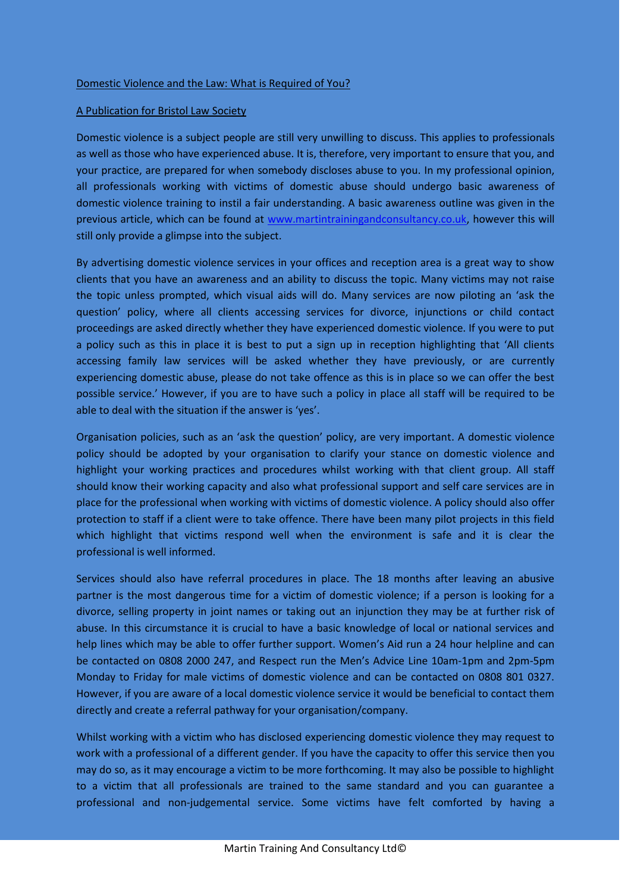# Domestic Violence and the Law: What is Required of You?

## A Publication for Bristol Law Society

Domestic violence is a subject people are still very unwilling to discuss. This applies to professionals as well as those who have experienced abuse. It is, therefore, very important to ensure that you, and your practice, are prepared for when somebody discloses abuse to you. In my professional opinion, all professionals working with victims of domestic abuse should undergo basic awareness of domestic violence training to instil a fair understanding. A basic awareness outline was given in the previous article, which can be found at www.martintrainingandconsultancy.co.uk, however this will still only provide a glimpse into the subject.

By advertising domestic violence services in your offices and reception area is a great way to show clients that you have an awareness and an ability to discuss the topic. Many victims may not raise the topic unless prompted, which visual aids will do. Many services are now piloting an 'ask the question' policy, where all clients accessing services for divorce, injunctions or child contact proceedings are asked directly whether they have experienced domestic violence. If you were to put a policy such as this in place it is best to put a sign up in reception highlighting that 'All clients accessing family law services will be asked whether they have previously, or are currently experiencing domestic abuse, please do not take offence as this is in place so we can offer the best possible service.' However, if you are to have such a policy in place all staff will be required to be able to deal with the situation if the answer is 'yes'.

Organisation policies, such as an 'ask the question' policy, are very important. A domestic violence policy should be adopted by your organisation to clarify your stance on domestic violence and highlight your working practices and procedures whilst working with that client group. All staff should know their working capacity and also what professional support and self care services are in place for the professional when working with victims of domestic violence. A policy should also offer protection to staff if a client were to take offence. There have been many pilot projects in this field which highlight that victims respond well when the environment is safe and it is clear the professional is well informed.

Services should also have referral procedures in place. The 18 months after leaving an abusive partner is the most dangerous time for a victim of domestic violence; if a person is looking for a divorce, selling property in joint names or taking out an injunction they may be at further risk of abuse. In this circumstance it is crucial to have a basic knowledge of local or national services and help lines which may be able to offer further support. Women's Aid run a 24 hour helpline and can be contacted on 0808 2000 247, and Respect run the Men's Advice Line 10am-1pm and 2pm-5pm Monday to Friday for male victims of domestic violence and can be contacted on 0808 801 0327. However, if you are aware of a local domestic violence service it would be beneficial to contact them directly and create a referral pathway for your organisation/company.

Whilst working with a victim who has disclosed experiencing domestic violence they may request to work with a professional of a different gender. If you have the capacity to offer this service then you may do so, as it may encourage a victim to be more forthcoming. It may also be possible to highlight to a victim that all professionals are trained to the same standard and you can guarantee a professional and non-judgemental service. Some victims have felt comforted by having a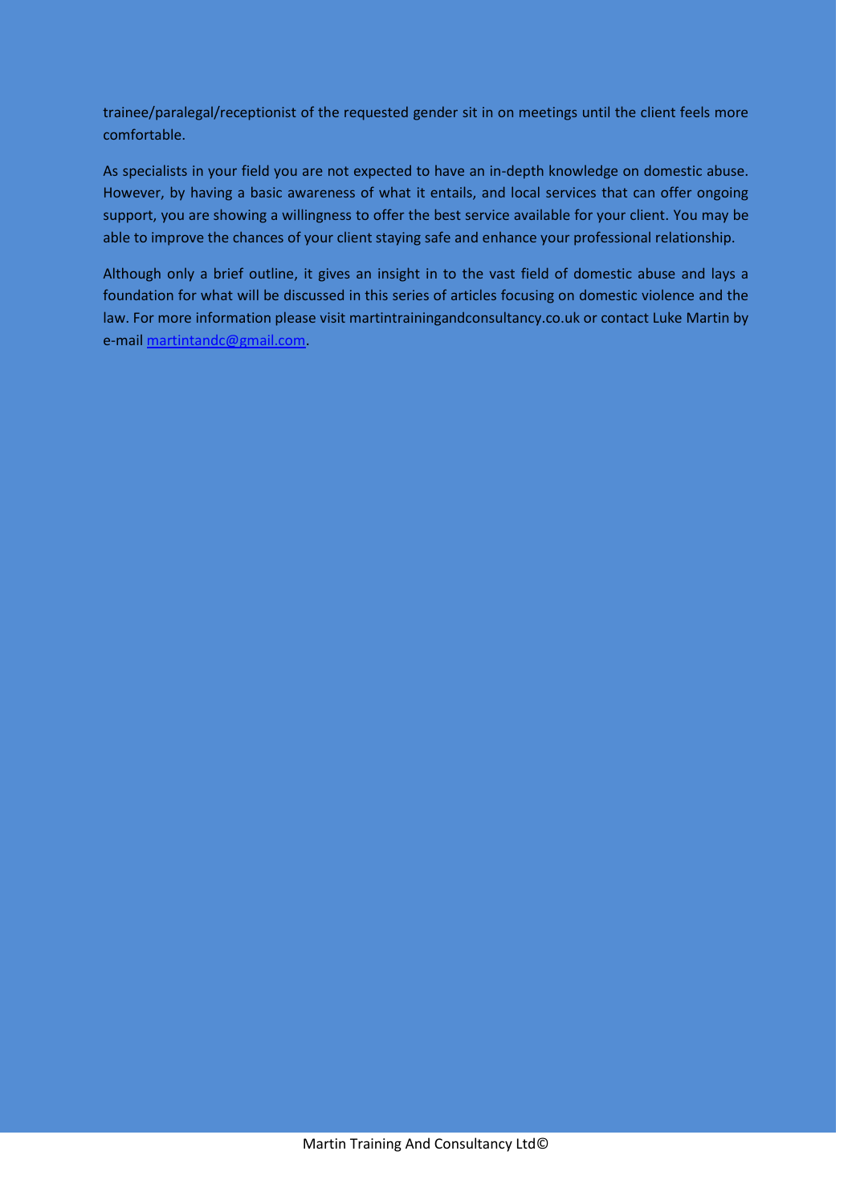trainee/paralegal/receptionist of the requested gender sit in on meetings until the client feels more comfortable.

As specialists in your field you are not expected to have an in-depth knowledge on domestic abuse. However, by having a basic awareness of what it entails, and local services that can offer ongoing support, you are showing a willingness to offer the best service available for your client. You may be able to improve the chances of your client staying safe and enhance your professional relationship.

Although only a brief outline, it gives an insight in to the vast field of domestic abuse and lays a foundation for what will be discussed in this series of articles focusing on domestic violence and the law. For more information please visit martintrainingandconsultancy.co.uk or contact Luke Martin by e-mail martintandc@gmail.com.